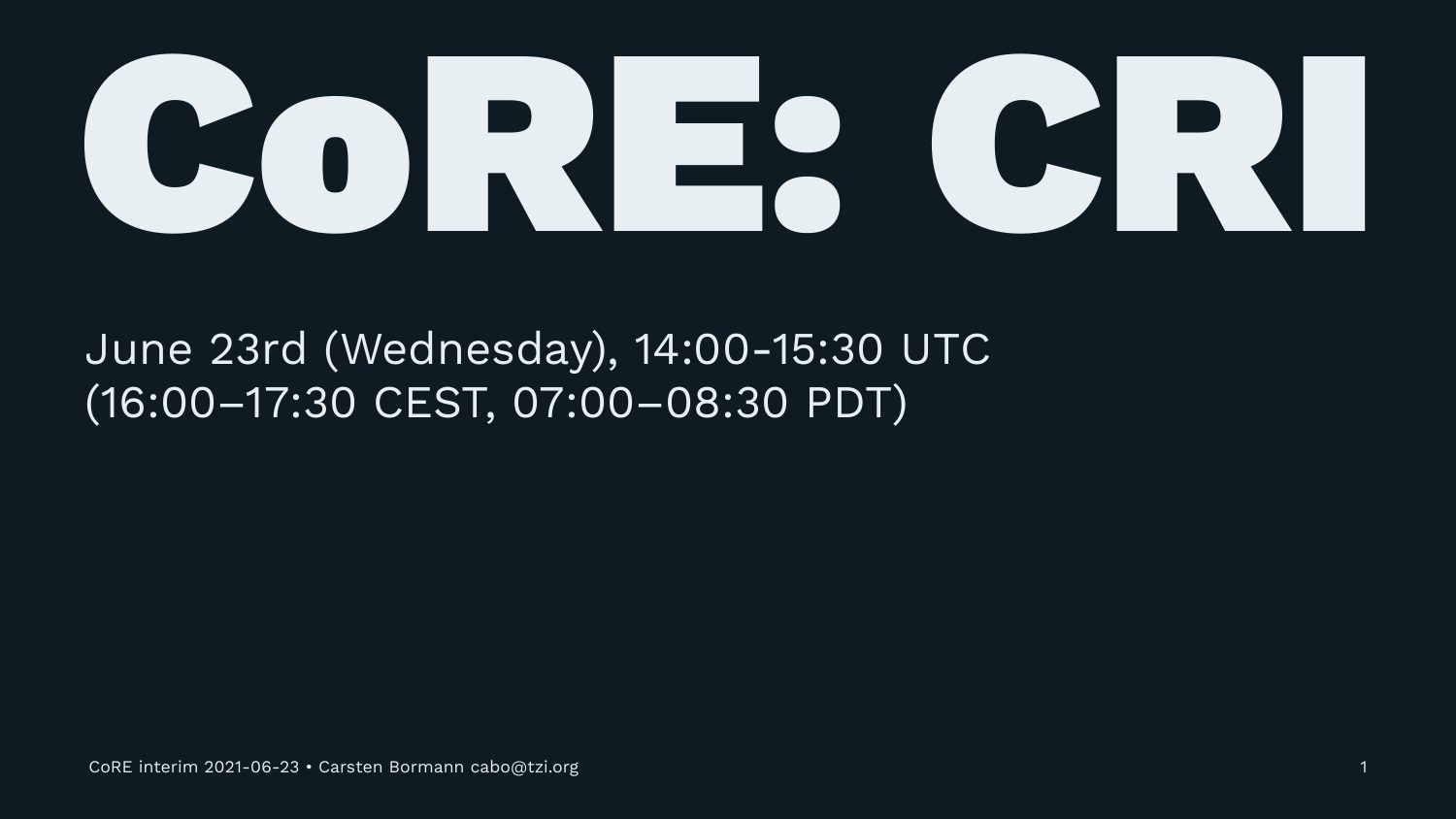# CoRE: CRI

June 23rd (Wednesday), 14:00-15:30 UTC
(16:00–17:30 CEST, 07:00–08:30 PDT)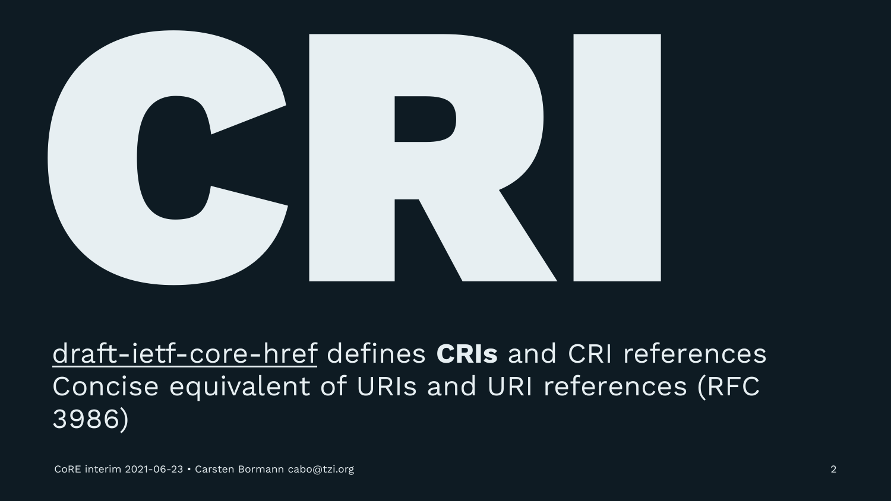# CRI

draft-ietf-core-href defines **CRIs** and CRI references
Concise equivalent of URIs and URI references (RFC 3986)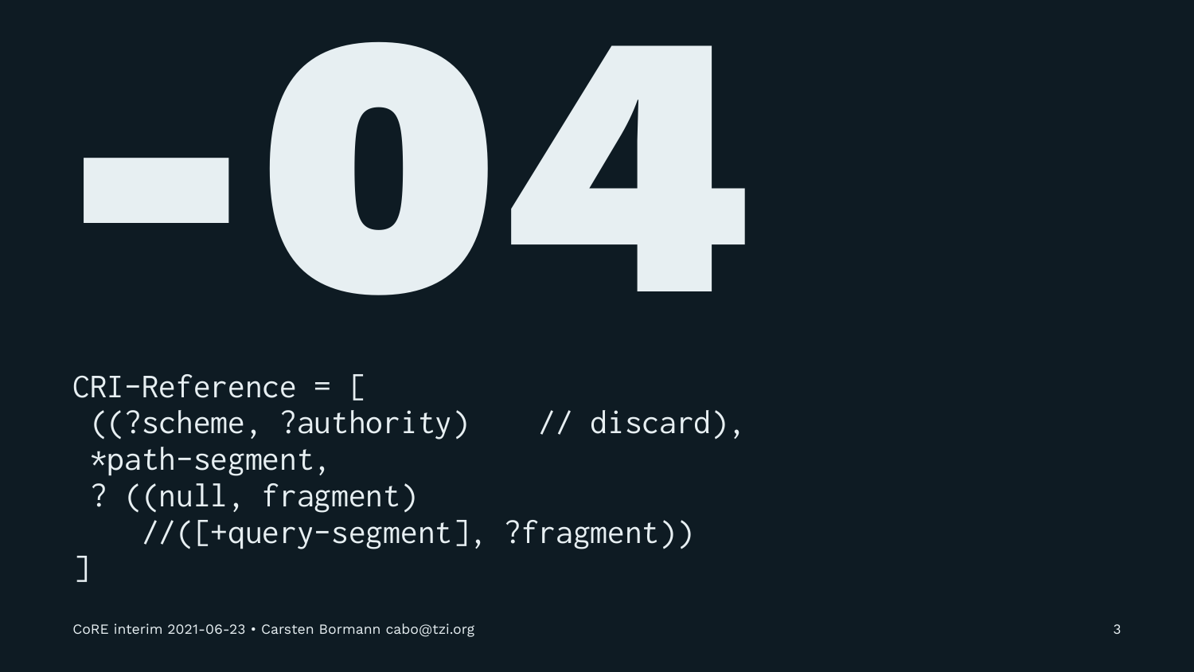# -04

```
CRI-Reference = [
 ((?scheme, ?authority)    // discard),
 *path-segment,
 ? ((null, fragment)
    //([+query-segment], ?fragment))
]
```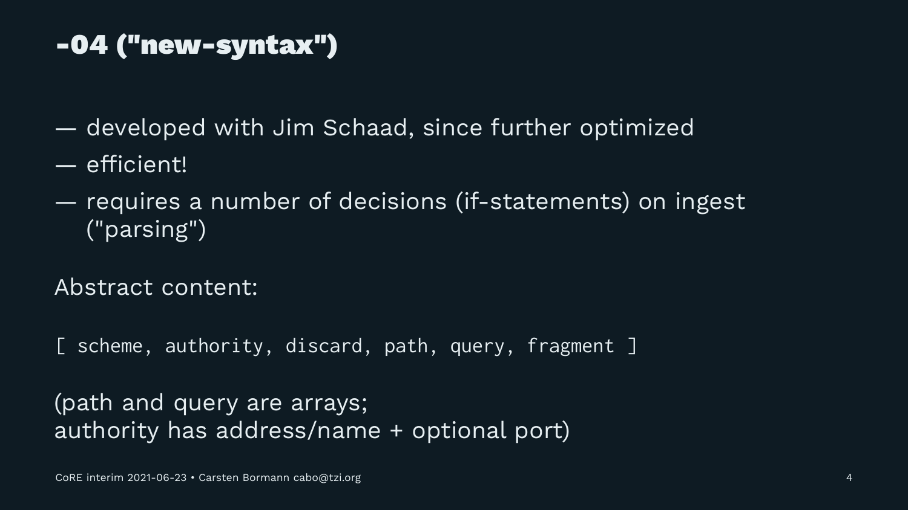# -04 ("new-syntax")

- developed with Jim Schaad, since further optimized
- efficient!
- requires a number of decisions (if-statements) on ingest ("parsing")

Abstract content:

```
[ scheme, authority, discard, path, query, fragment ]
```

(path and query are arrays;
authority has address/name + optional port)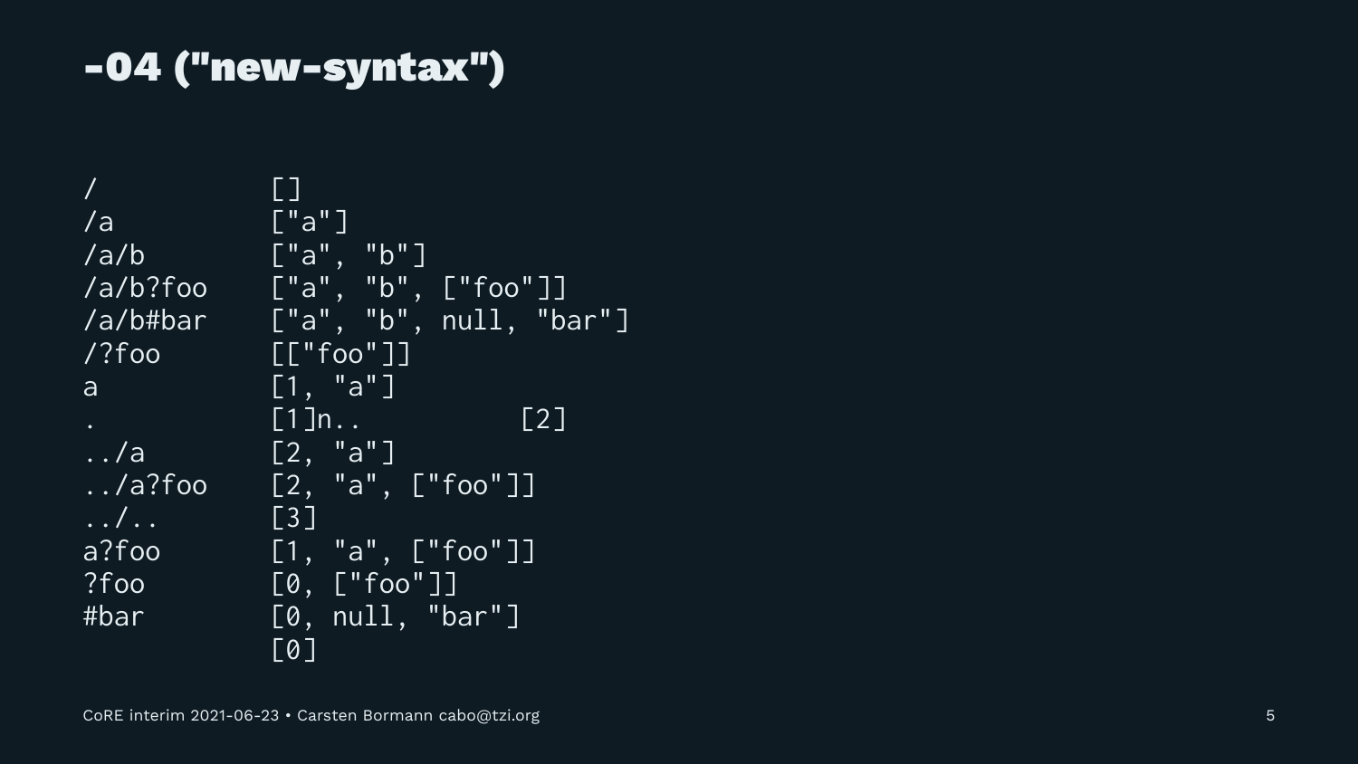# -04 ("new-syntax")

```
/           []
/a          ["a"]
/a/b        ["a", "b"]
/a/b?foo    ["a", "b", ["foo"]]
/a/b#bar    ["a", "b", null, "bar"]
/?foo       [["foo"]]
a           [1, "a"]
.           [1]n..          [2]
../a        [2, "a"]
../a?foo    [2, "a", ["foo"]]
../..       [3]
a?foo       [1, "a", ["foo"]]
?foo        [0, ["foo"]]
#bar        [0, null, "bar"]
            [0]
```

CoRE interim 2021-06-23 • Carsten Bormann cabo@tzi.org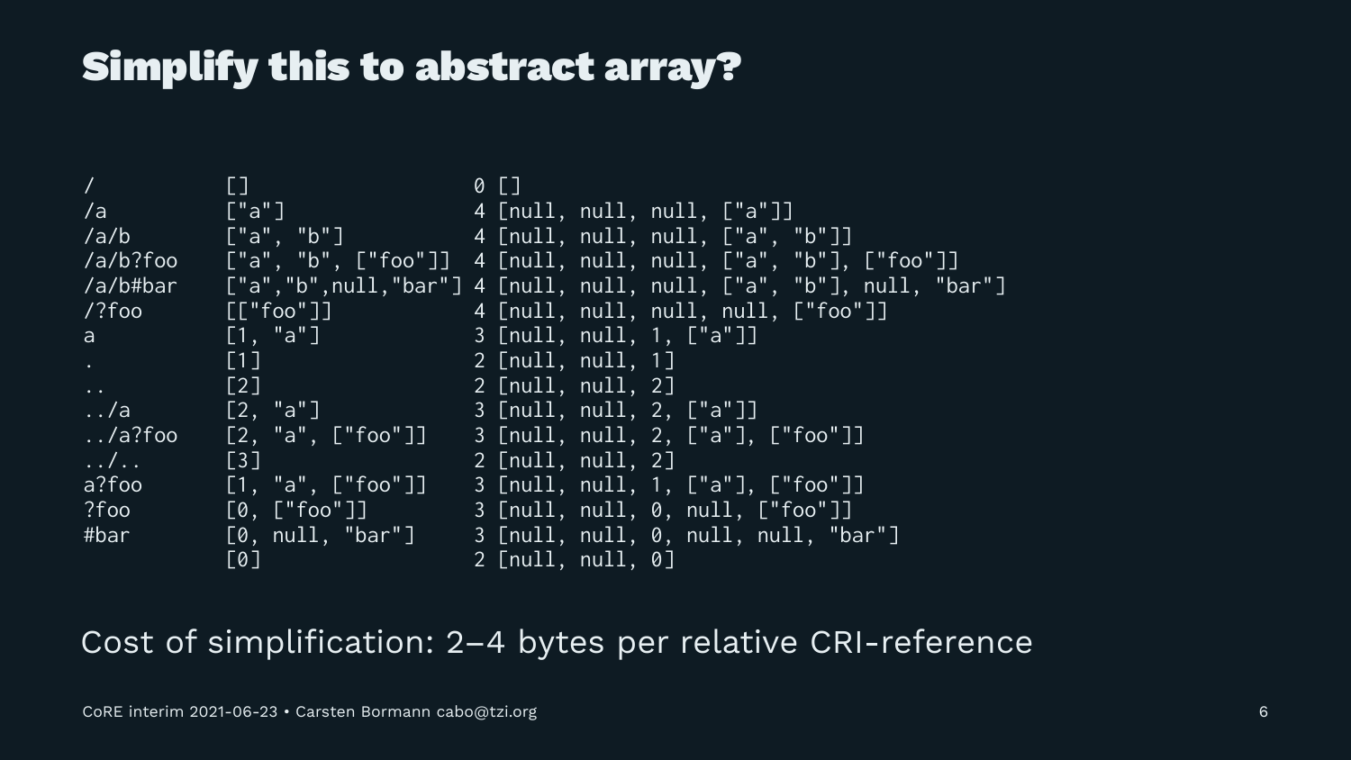# Simplify this to abstract array?

```
/           []                    0 []
/a          ["a"]                 4 [null, null, null, ["a"]]
/a/b        ["a", "b"]            4 [null, null, null, ["a", "b"]]
/a/b?foo    ["a", "b", ["foo"]]  4 [null, null, null, ["a", "b"], ["foo"]]
/a/b#bar    ["a","b",null,"bar"] 4 [null, null, null, ["a", "b"], null, "bar"]
/?foo       [["foo"]]             4 [null, null, null, null, ["foo"]]
a           [1, "a"]              3 [null, null, 1, ["a"]]
.           [1]                   2 [null, null, 1]
..          [2]                   2 [null, null, 2]
../a        [2, "a"]              3 [null, null, 2, ["a"]]
../a?foo    [2, "a", ["foo"]]     3 [null, null, 2, ["a"], ["foo"]]
../..       [3]                   2 [null, null, 2]
a?foo       [1, "a", ["foo"]]     3 [null, null, 1, ["a"], ["foo"]]
?foo        [0, ["foo"]]          3 [null, null, 0, null, ["foo"]]
#bar        [0, null, "bar"]      3 [null, null, 0, null, null, "bar"]
            [0]                   2 [null, null, 0]
```

Cost of simplification: 2–4 bytes per relative CRI-reference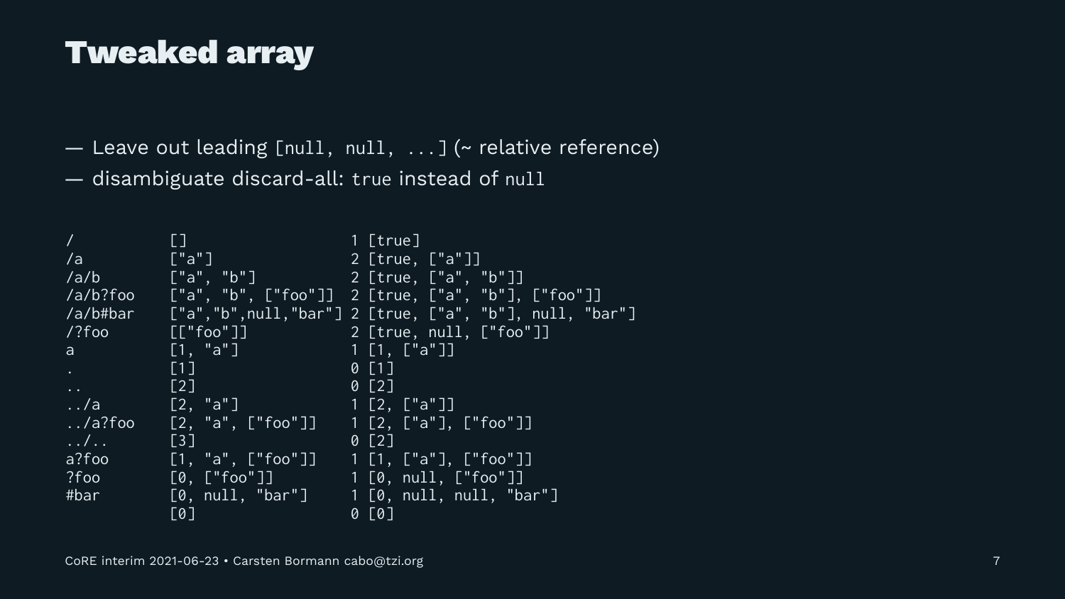# Tweaked array

- Leave out leading `[null, null, ...]` (~ relative reference)
- disambiguate discard-all: `true` instead of `null`

```
/           []                    1 [true]
/a          ["a"]                 2 [true, ["a"]]
/a/b        ["a", "b"]            2 [true, ["a", "b"]]
/a/b?foo    ["a", "b", ["foo"]]   2 [true, ["a", "b"], ["foo"]]
/a/b#bar    ["a","b",null,"bar"]  2 [true, ["a", "b"], null, "bar"]
/?foo       [["foo"]]             2 [true, null, ["foo"]]
a           [1, "a"]              1 [1, ["a"]]
.           [1]                   0 [1]
..          [2]                   0 [2]
../a        [2, "a"]              1 [2, ["a"]]
../a?foo    [2, "a", ["foo"]]     1 [2, ["a"], ["foo"]]
../..       [3]                   0 [2]
a?foo       [1, "a", ["foo"]]     1 [1, ["a"], ["foo"]]
?foo        [0, ["foo"]]          1 [0, null, ["foo"]]
#bar        [0, null, "bar"]      1 [0, null, null, "bar"]
            [0]                   0 [0]
```

CoRE interim 2021-06-23 • Carsten Bormann cabo@tzi.org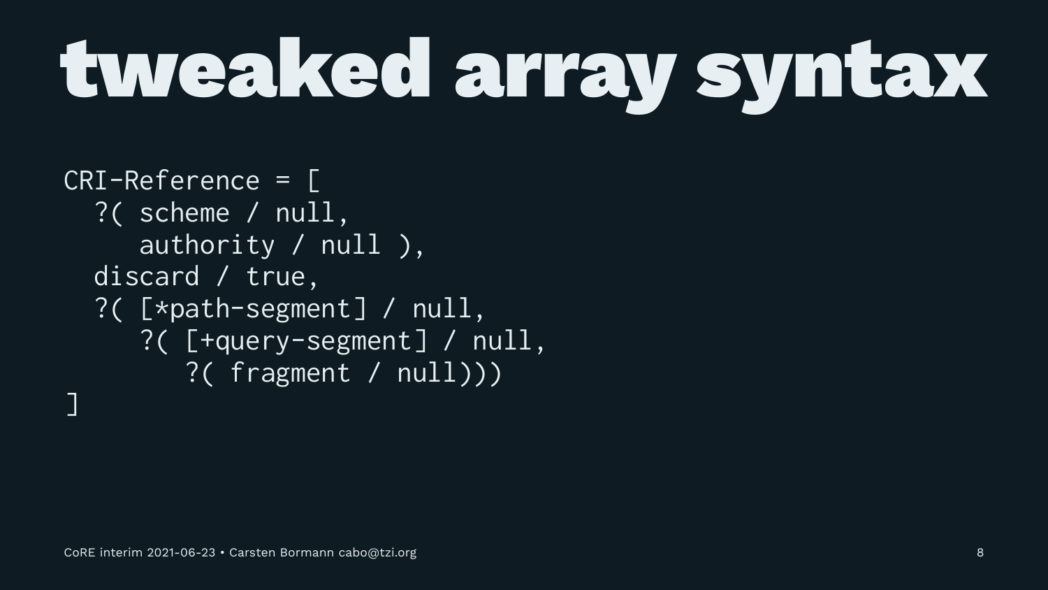# tweaked array syntax

```
CRI-Reference = [
  ?( scheme / null,
     authority / null ),
  discard / true,
  ?( [*path-segment] / null,
     ?( [+query-segment] / null,
        ?( fragment / null)))
]
```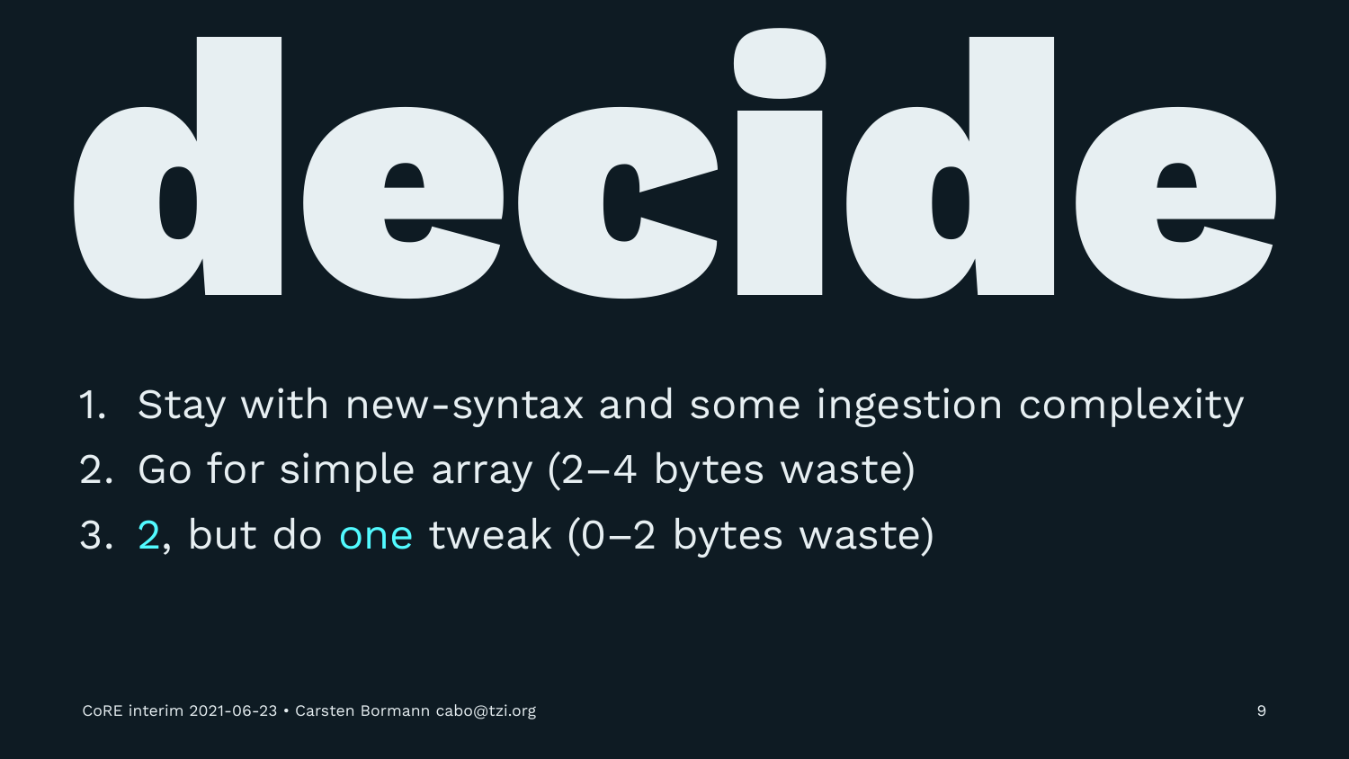# decide

1. Stay with new-syntax and some ingestion complexity
2. Go for simple array (2–4 bytes waste)
3. 2, but do one tweak (0–2 bytes waste)